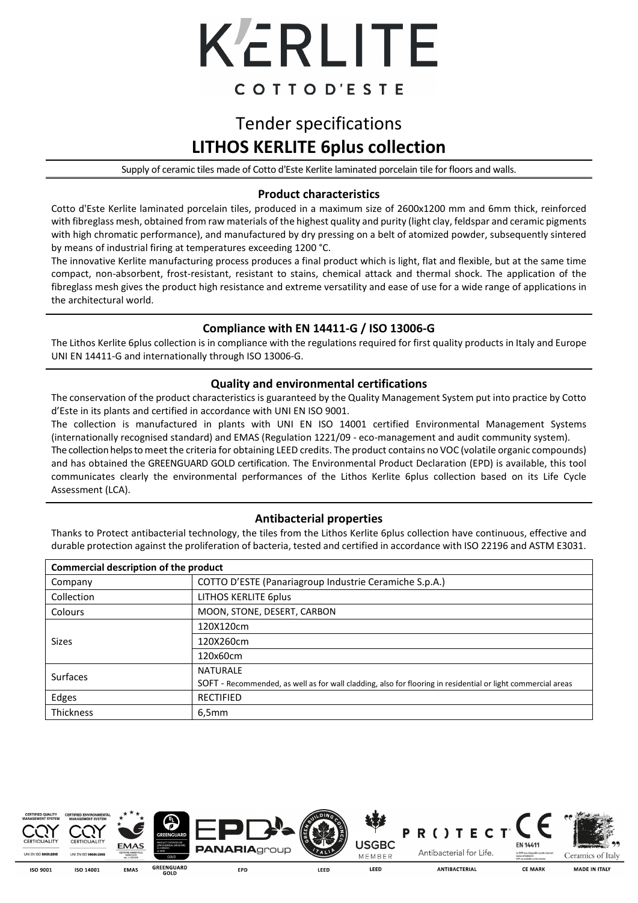# K'ERLITE

COTTO D'ESTE

## Tender specifications
## LITHOS KERLITE 6plus collection

Supply of ceramic tiles made of Cotto d'Este Kerlite laminated porcelain tile for floors and walls.

### Product characteristics

Cotto d'Este Kerlite laminated porcelain tiles, produced in a maximum size of 2600x1200 mm and 6mm thick, reinforced with fibreglass mesh, obtained from raw materials of the highest quality and purity (light clay, feldspar and ceramic pigments with high chromatic performance), and manufactured by dry pressing on a belt of atomized powder, subsequently sintered by means of industrial firing at temperatures exceeding 1200 °C.

The innovative Kerlite manufacturing process produces a final product which is light, flat and flexible, but at the same time compact, non-absorbent, frost-resistant, resistant to stains, chemical attack and thermal shock. The application of the fibreglass mesh gives the product high resistance and extreme versatility and ease of use for a wide range of applications in the architectural world.

### Compliance with EN 14411-G / ISO 13006-G

The Lithos Kerlite 6plus collection is in compliance with the regulations required for first quality products in Italy and Europe UNI EN 14411-G and internationally through ISO 13006-G.

### Quality and environmental certifications

The conservation of the product characteristics is guaranteed by the Quality Management System put into practice by Cotto d'Este in its plants and certified in accordance with UNI EN ISO 9001.

The collection is manufactured in plants with UNI EN ISO 14001 certified Environmental Management Systems (internationally recognised standard) and EMAS (Regulation 1221/09 - eco-management and audit community system).

The collection helps to meet the criteria for obtaining LEED credits. The product contains no VOC (volatile organic compounds) and has obtained the GREENGUARD GOLD certification. The Environmental Product Declaration (EPD) is available, this tool communicates clearly the environmental performances of the Lithos Kerlite 6plus collection based on its Life Cycle Assessment (LCA).

### Antibacterial properties

Thanks to Protect antibacterial technology, the tiles from the Lithos Kerlite 6plus collection have continuous, effective and durable protection against the proliferation of bacteria, tested and certified in accordance with ISO 22196 and ASTM E3031.

| Commercial description of the product | |
|---|---|
| Company | COTTO D'ESTE (Panariagroup Industrie Ceramiche S.p.A.) |
| Collection | LITHOS KERLITE 6plus |
| Colours | MOON, STONE, DESERT, CARBON |
| Sizes | 120X120cm |
| | 120X260cm |
| | 120x60cm |
| Surfaces | NATURALE |
| | SOFT - Recommended, as well as for wall cladding, also for flooring in residential or light commercial areas |
| Edges | RECTIFIED |
| Thickness | 6,5mm |

ISO 9001 | ISO 14001 | EMAS | GREENGUARD GOLD | EPD | LEED | LEED | ANTIBACTERIAL | CE MARK | MADE IN ITALY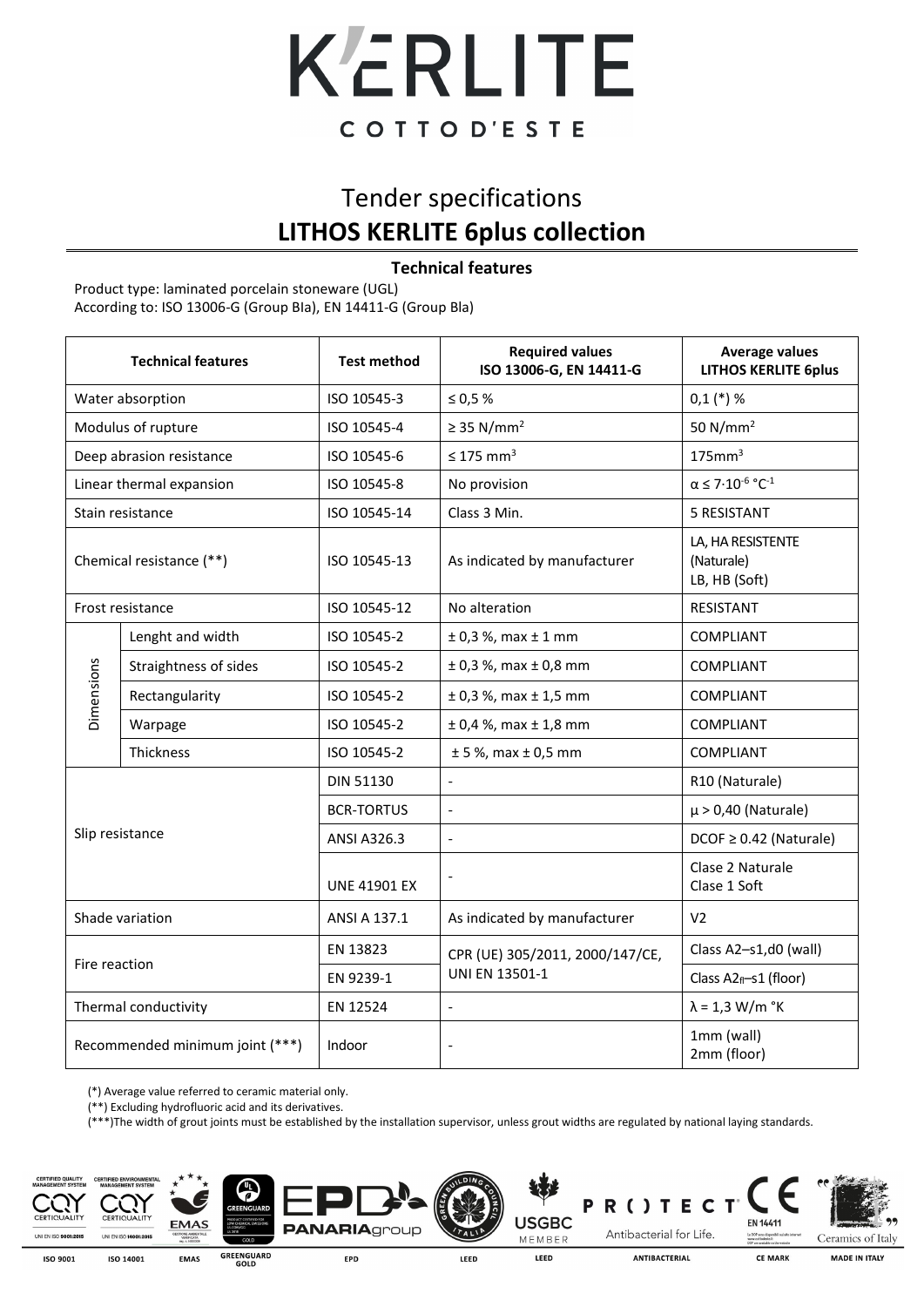# K'ERLITE

COTTO D'ESTE

## Tender specifications

## LITHOS KERLITE 6plus collection

### Technical features

Product type: laminated porcelain stoneware (UGL)
According to: ISO 13006-G (Group BIa), EN 14411-G (Group Bla)

| Technical features | | Test method | Required values ISO 13006-G, EN 14411-G | Average values LITHOS KERLITE 6plus |
|---|---|---|---|---|
| Water absorption | | ISO 10545-3 | ≤ 0,5 % | 0,1 (*) % |
| Modulus of rupture | | ISO 10545-4 | ≥ 35 N/mm$^2$ | 50 N/mm$^2$ |
| Deep abrasion resistance | | ISO 10545-6 | ≤ 175 mm$^3$ | 175mm$^3$ |
| Linear thermal expansion | | ISO 10545-8 | No provision | $\alpha \leq 7 \cdot 10^{-6}$ °C$^{-1}$ |
| Stain resistance | | ISO 10545-14 | Class 3 Min. | 5 RESISTANT |
| Chemical resistance (**) | | ISO 10545-13 | As indicated by manufacturer | LA, HA RESISTENTE (Naturale) LB, HB (Soft) |
| Frost resistance | | ISO 10545-12 | No alteration | RESISTANT |
| Dimensions | Lenght and width | ISO 10545-2 | ± 0,3 %, max ± 1 mm | COMPLIANT |
| | Straightness of sides | ISO 10545-2 | ± 0,3 %, max ± 0,8 mm | COMPLIANT |
| | Rectangularity | ISO 10545-2 | ± 0,3 %, max ± 1,5 mm | COMPLIANT |
| | Warpage | ISO 10545-2 | ± 0,4 %, max ± 1,8 mm | COMPLIANT |
| | Thickness | ISO 10545-2 | ± 5 %, max ± 0,5 mm | COMPLIANT |
| Slip resistance | | DIN 51130 | - | R10 (Naturale) |
| | | BCR-TORTUS | - | μ > 0,40 (Naturale) |
| | | ANSI A326.3 | - | DCOF ≥ 0.42 (Naturale) |
| | | UNE 41901 EX | - | Clase 2 Naturale Clase 1 Soft |
| Shade variation | | ANSI A 137.1 | As indicated by manufacturer | V2 |
| Fire reaction | | EN 13823 | CPR (UE) 305/2011, 2000/147/CE, UNI EN 13501-1 | Class A2–s1,d0 (wall) |
| | | EN 9239-1 | | Class A2$_{fl}$–s1 (floor) |
| Thermal conductivity | | EN 12524 | - | λ = 1,3 W/m °K |
| Recommended minimum joint (***) | | Indoor | - | 1mm (wall) 2mm (floor) |

(*) Average value referred to ceramic material only.
(**) Excluding hydrofluoric acid and its derivatives.
(***)The width of grout joints must be established by the installation supervisor, unless grout widths are regulated by national laying standards.

ISO 9001 | ISO 14001 | EMAS | GREENGUARD GOLD | EPD | LEED | LEED | ANTIBACTERIAL | CE MARK | MADE IN ITALY